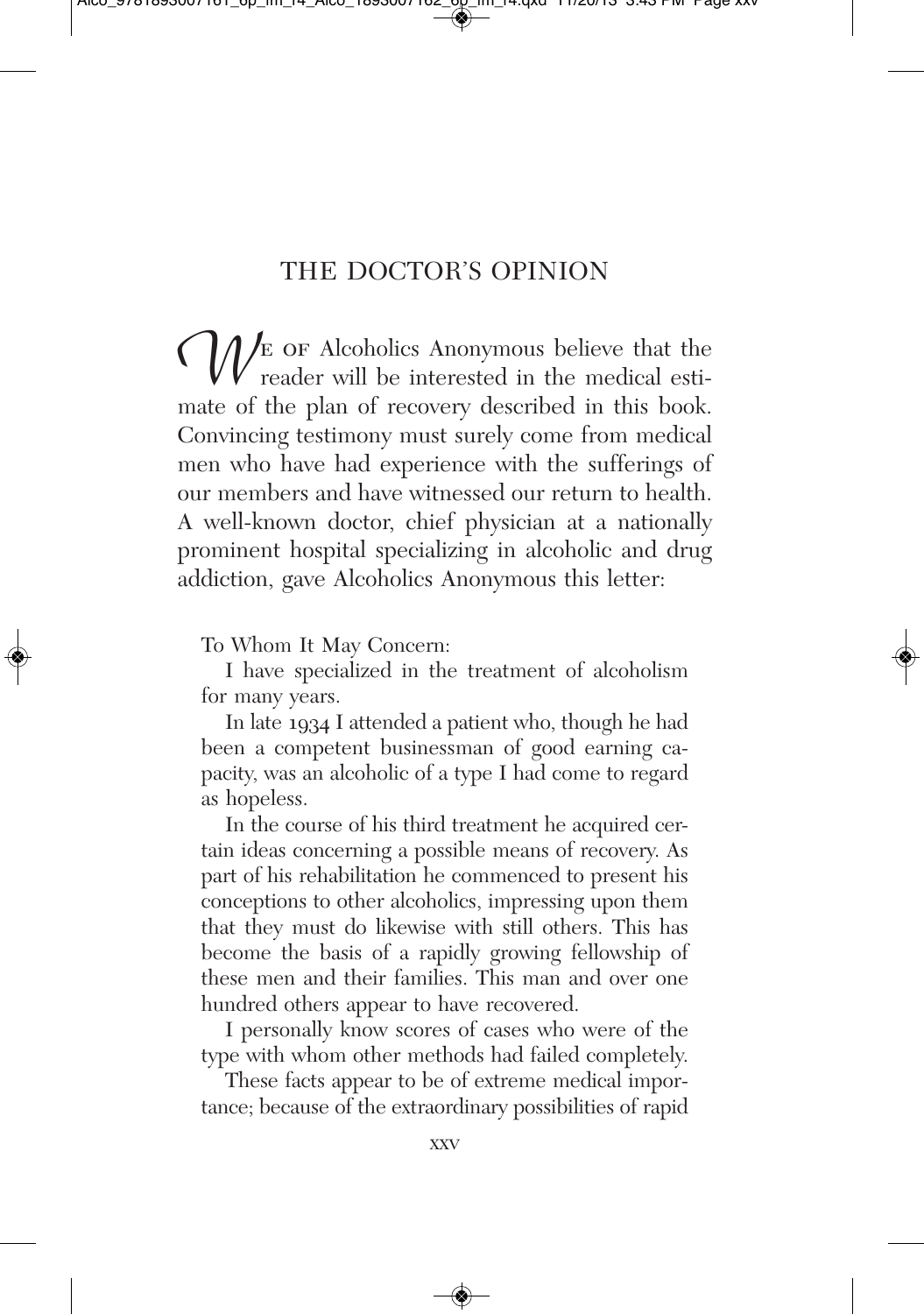# THE DOCTOR'S OPINION

We of Alcoholics Anonymous believe that the reader will be interested in the medical estimate of the plan of recovery described in this book. Convincing testimony must surely come from medical men who have had experience with the sufferings of our members and have witnessed our return to health. A well-known doctor, chief physician at a nationally prominent hospital specializing in alcoholic and drug addiction, gave Alcoholics Anonymous this letter:

To Whom It May Concern:

I have specialized in the treatment of alcoholism for many years.

In late 1934 I attended a patient who, though he had been a competent businessman of good earning capacity, was an alcoholic of a type I had come to regard as hopeless.

In the course of his third treatment he acquired certain ideas concerning a possible means of recovery. As part of his rehabilitation he commenced to present his conceptions to other alcoholics, impressing upon them that they must do likewise with still others. This has become the basis of a rapidly growing fellowship of these men and their families. This man and over one hundred others appear to have recovered.

I personally know scores of cases who were of the type with whom other methods had failed completely.

These facts appear to be of extreme medical importance; because of the extraordinary possibilities of rapid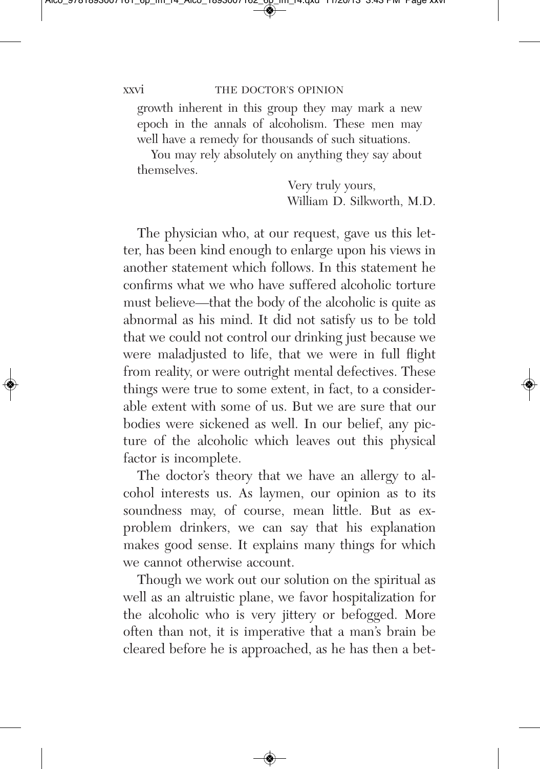growth inherent in this group they may mark a new epoch in the annals of alcoholism. These men may well have a remedy for thousands of such situations.

You may rely absolutely on anything they say about themselves.

Very truly yours,
William D. Silkworth, M.D.

The physician who, at our request, gave us this letter, has been kind enough to enlarge upon his views in another statement which follows. In this statement he confirms what we who have suffered alcoholic torture must believe—that the body of the alcoholic is quite as abnormal as his mind. It did not satisfy us to be told that we could not control our drinking just because we were maladjusted to life, that we were in full flight from reality, or were outright mental defectives. These things were true to some extent, in fact, to a considerable extent with some of us. But we are sure that our bodies were sickened as well. In our belief, any picture of the alcoholic which leaves out this physical factor is incomplete.

The doctor's theory that we have an allergy to alcohol interests us. As laymen, our opinion as to its soundness may, of course, mean little. But as ex-problem drinkers, we can say that his explanation makes good sense. It explains many things for which we cannot otherwise account.

Though we work out our solution on the spiritual as well as an altruistic plane, we favor hospitalization for the alcoholic who is very jittery or befogged. More often than not, it is imperative that a man's brain be cleared before he is approached, as he has then a bet-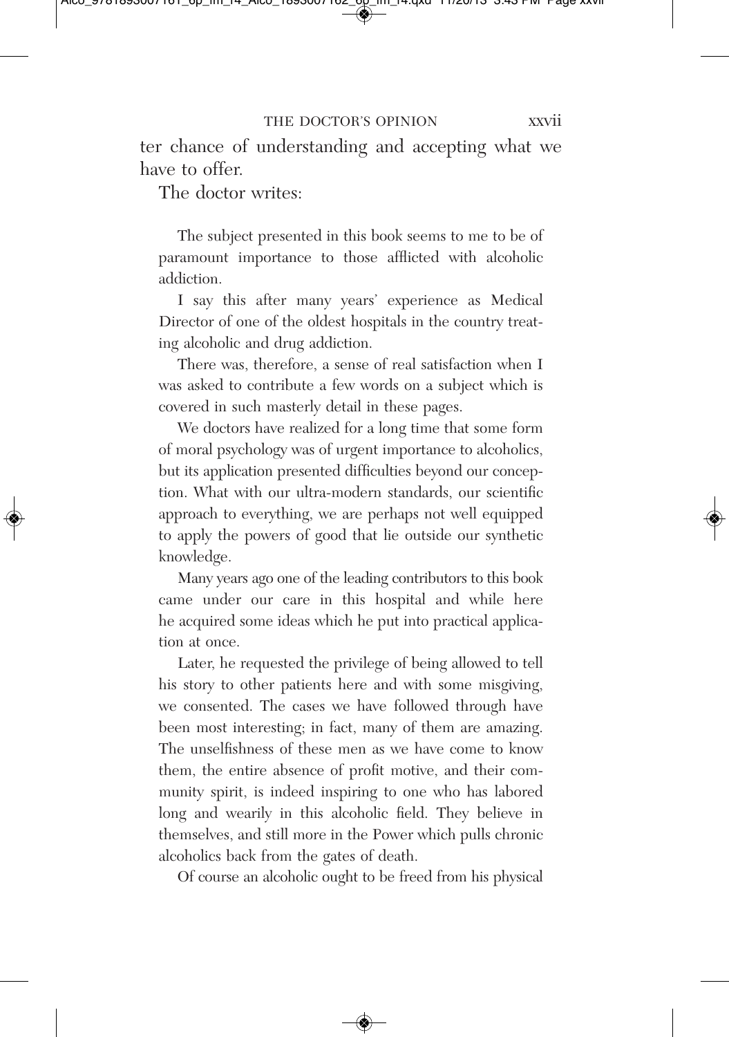ter chance of understanding and accepting what we have to offer.

The doctor writes:

> The subject presented in this book seems to me to be of paramount importance to those afflicted with alcoholic addiction.
>
> I say this after many years' experience as Medical Director of one of the oldest hospitals in the country treating alcoholic and drug addiction.
>
> There was, therefore, a sense of real satisfaction when I was asked to contribute a few words on a subject which is covered in such masterly detail in these pages.
>
> We doctors have realized for a long time that some form of moral psychology was of urgent importance to alcoholics, but its application presented difficulties beyond our conception. What with our ultra-modern standards, our scientific approach to everything, we are perhaps not well equipped to apply the powers of good that lie outside our synthetic knowledge.
>
> Many years ago one of the leading contributors to this book came under our care in this hospital and while here he acquired some ideas which he put into practical application at once.
>
> Later, he requested the privilege of being allowed to tell his story to other patients here and with some misgiving, we consented. The cases we have followed through have been most interesting; in fact, many of them are amazing. The unselfishness of these men as we have come to know them, the entire absence of profit motive, and their community spirit, is indeed inspiring to one who has labored long and wearily in this alcoholic field. They believe in themselves, and still more in the Power which pulls chronic alcoholics back from the gates of death.
>
> Of course an alcoholic ought to be freed from his physical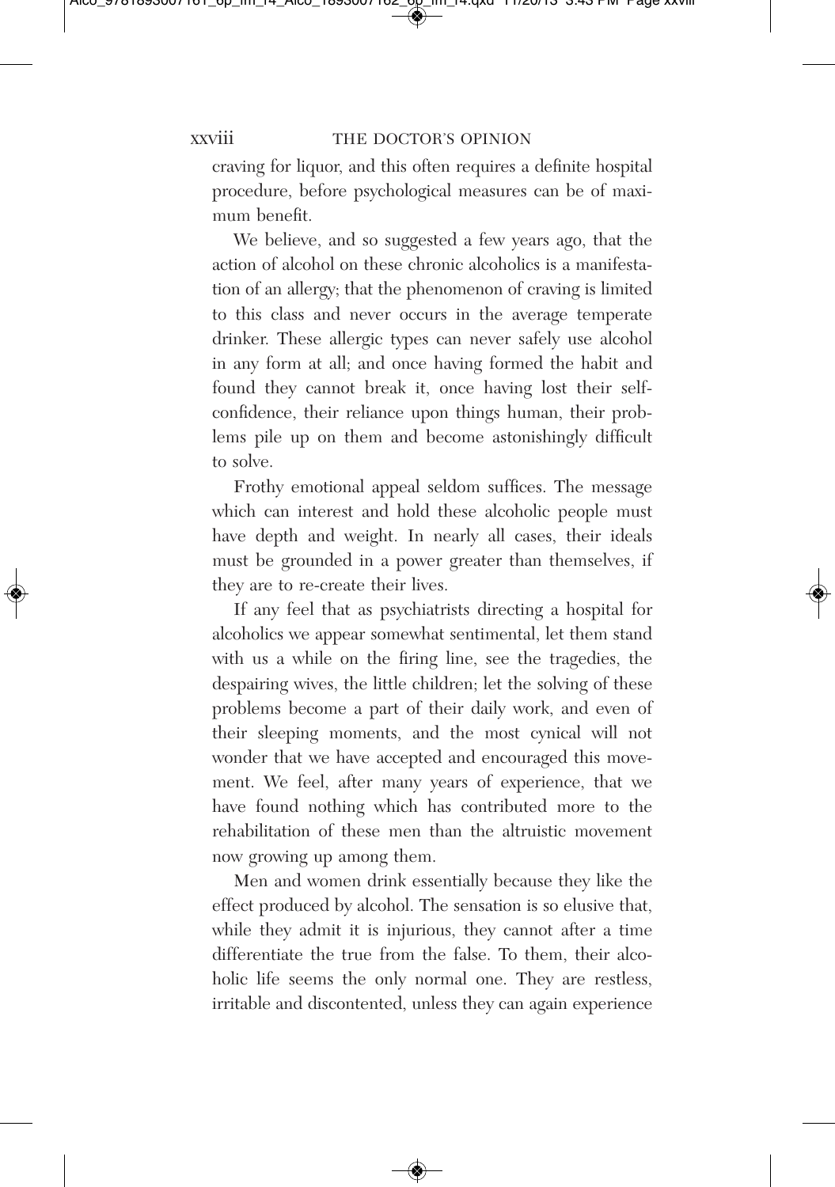craving for liquor, and this often requires a definite hospital procedure, before psychological measures can be of maximum benefit.

We believe, and so suggested a few years ago, that the action of alcohol on these chronic alcoholics is a manifestation of an allergy; that the phenomenon of craving is limited to this class and never occurs in the average temperate drinker. These allergic types can never safely use alcohol in any form at all; and once having formed the habit and found they cannot break it, once having lost their self-confidence, their reliance upon things human, their problems pile up on them and become astonishingly difficult to solve.

Frothy emotional appeal seldom suffices. The message which can interest and hold these alcoholic people must have depth and weight. In nearly all cases, their ideals must be grounded in a power greater than themselves, if they are to re-create their lives.

If any feel that as psychiatrists directing a hospital for alcoholics we appear somewhat sentimental, let them stand with us a while on the firing line, see the tragedies, the despairing wives, the little children; let the solving of these problems become a part of their daily work, and even of their sleeping moments, and the most cynical will not wonder that we have accepted and encouraged this movement. We feel, after many years of experience, that we have found nothing which has contributed more to the rehabilitation of these men than the altruistic movement now growing up among them.

Men and women drink essentially because they like the effect produced by alcohol. The sensation is so elusive that, while they admit it is injurious, they cannot after a time differentiate the true from the false. To them, their alcoholic life seems the only normal one. They are restless, irritable and discontented, unless they can again experience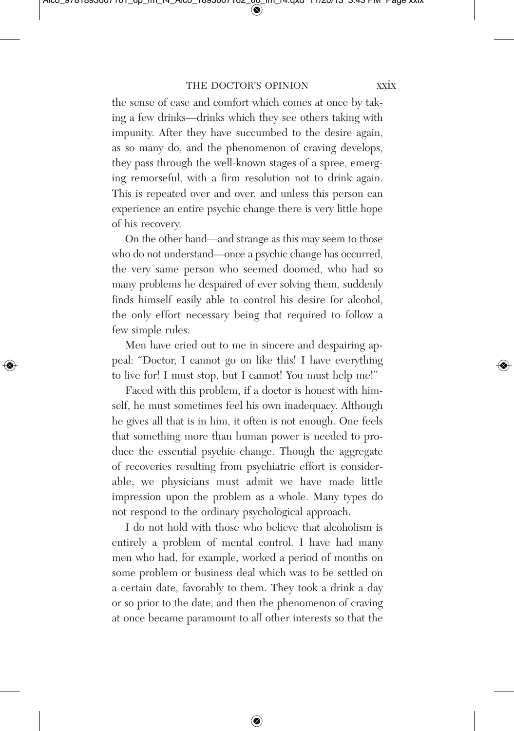the sense of ease and comfort which comes at once by taking a few drinks—drinks which they see others taking with impunity. After they have succumbed to the desire again, as so many do, and the phenomenon of craving develops, they pass through the well-known stages of a spree, emerging remorseful, with a firm resolution not to drink again. This is repeated over and over, and unless this person can experience an entire psychic change there is very little hope of his recovery.

On the other hand—and strange as this may seem to those who do not understand—once a psychic change has occurred, the very same person who seemed doomed, who had so many problems he despaired of ever solving them, suddenly finds himself easily able to control his desire for alcohol, the only effort necessary being that required to follow a few simple rules.

Men have cried out to me in sincere and despairing appeal: "Doctor, I cannot go on like this! I have everything to live for! I must stop, but I cannot! You must help me!"

Faced with this problem, if a doctor is honest with himself, he must sometimes feel his own inadequacy. Although he gives all that is in him, it often is not enough. One feels that something more than human power is needed to produce the essential psychic change. Though the aggregate of recoveries resulting from psychiatric effort is considerable, we physicians must admit we have made little impression upon the problem as a whole. Many types do not respond to the ordinary psychological approach.

I do not hold with those who believe that alcoholism is entirely a problem of mental control. I have had many men who had, for example, worked a period of months on some problem or business deal which was to be settled on a certain date, favorably to them. They took a drink a day or so prior to the date, and then the phenomenon of craving at once became paramount to all other interests so that the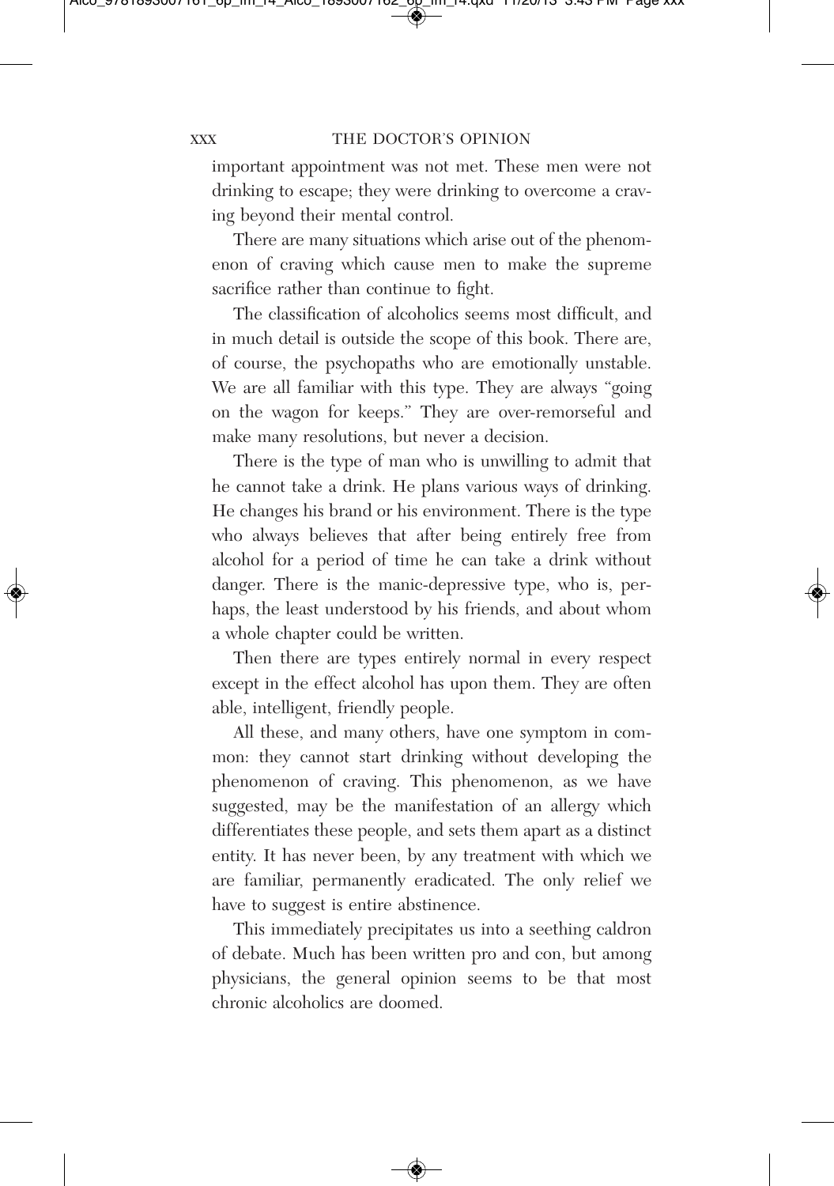important appointment was not met. These men were not drinking to escape; they were drinking to overcome a craving beyond their mental control.

There are many situations which arise out of the phenomenon of craving which cause men to make the supreme sacrifice rather than continue to fight.

The classification of alcoholics seems most difficult, and in much detail is outside the scope of this book. There are, of course, the psychopaths who are emotionally unstable. We are all familiar with this type. They are always "going on the wagon for keeps." They are over-remorseful and make many resolutions, but never a decision.

There is the type of man who is unwilling to admit that he cannot take a drink. He plans various ways of drinking. He changes his brand or his environment. There is the type who always believes that after being entirely free from alcohol for a period of time he can take a drink without danger. There is the manic-depressive type, who is, perhaps, the least understood by his friends, and about whom a whole chapter could be written.

Then there are types entirely normal in every respect except in the effect alcohol has upon them. They are often able, intelligent, friendly people.

All these, and many others, have one symptom in common: they cannot start drinking without developing the phenomenon of craving. This phenomenon, as we have suggested, may be the manifestation of an allergy which differentiates these people, and sets them apart as a distinct entity. It has never been, by any treatment with which we are familiar, permanently eradicated. The only relief we have to suggest is entire abstinence.

This immediately precipitates us into a seething caldron of debate. Much has been written pro and con, but among physicians, the general opinion seems to be that most chronic alcoholics are doomed.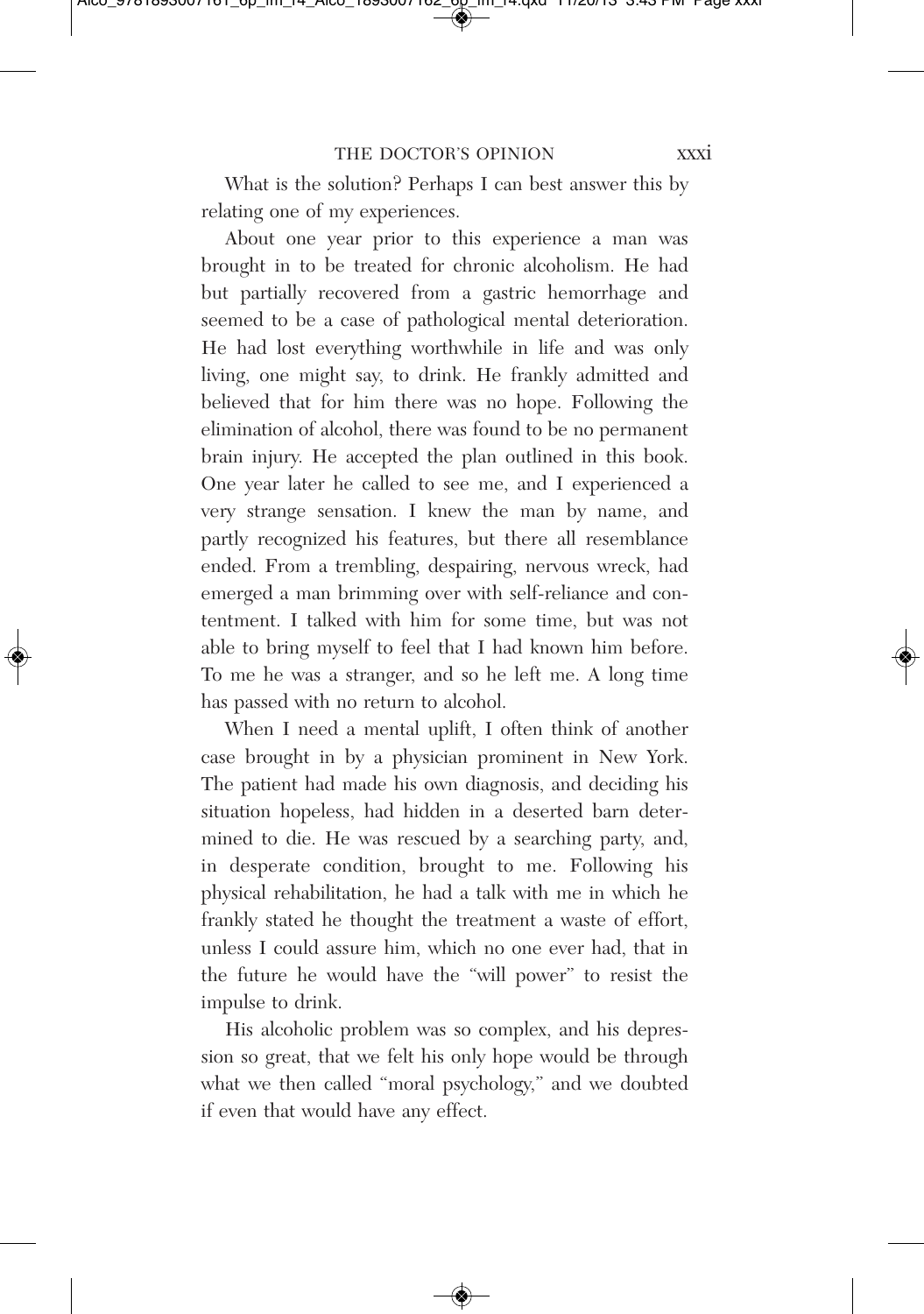What is the solution? Perhaps I can best answer this by relating one of my experiences.

About one year prior to this experience a man was brought in to be treated for chronic alcoholism. He had but partially recovered from a gastric hemorrhage and seemed to be a case of pathological mental deterioration. He had lost everything worthwhile in life and was only living, one might say, to drink. He frankly admitted and believed that for him there was no hope. Following the elimination of alcohol, there was found to be no permanent brain injury. He accepted the plan outlined in this book. One year later he called to see me, and I experienced a very strange sensation. I knew the man by name, and partly recognized his features, but there all resemblance ended. From a trembling, despairing, nervous wreck, had emerged a man brimming over with self-reliance and contentment. I talked with him for some time, but was not able to bring myself to feel that I had known him before. To me he was a stranger, and so he left me. A long time has passed with no return to alcohol.

When I need a mental uplift, I often think of another case brought in by a physician prominent in New York. The patient had made his own diagnosis, and deciding his situation hopeless, had hidden in a deserted barn determined to die. He was rescued by a searching party, and, in desperate condition, brought to me. Following his physical rehabilitation, he had a talk with me in which he frankly stated he thought the treatment a waste of effort, unless I could assure him, which no one ever had, that in the future he would have the "will power" to resist the impulse to drink.

His alcoholic problem was so complex, and his depression so great, that we felt his only hope would be through what we then called "moral psychology," and we doubted if even that would have any effect.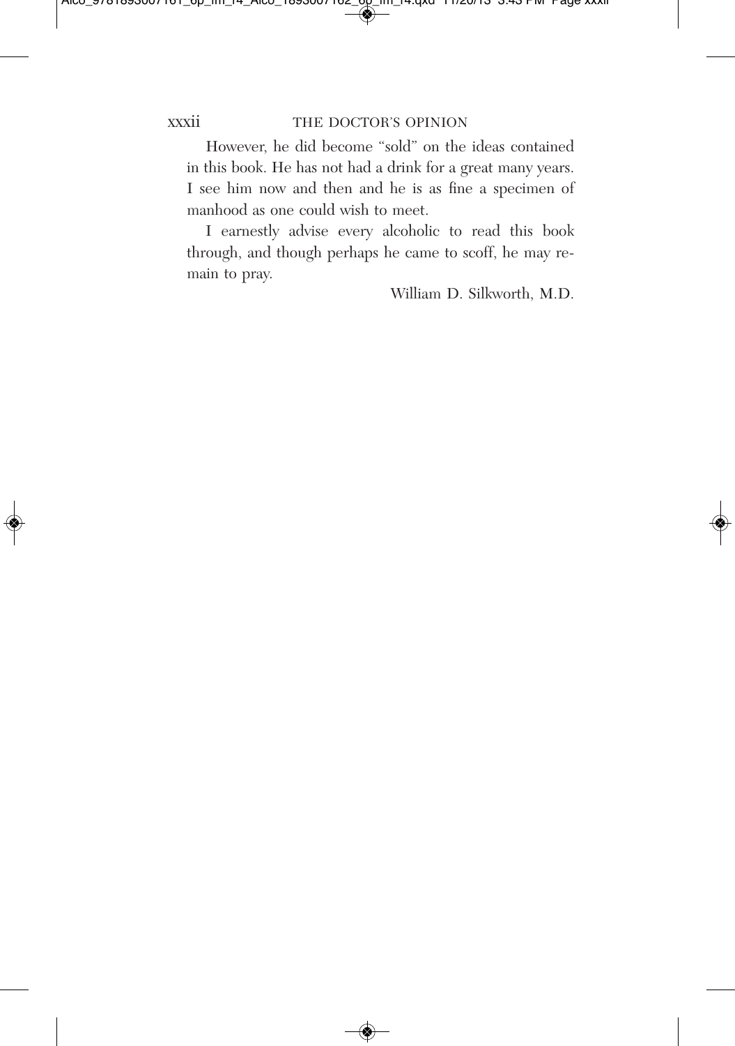However, he did become "sold" on the ideas contained in this book. He has not had a drink for a great many years. I see him now and then and he is as fine a specimen of manhood as one could wish to meet.

I earnestly advise every alcoholic to read this book through, and though perhaps he came to scoff, he may remain to pray.

William D. Silkworth, M.D.